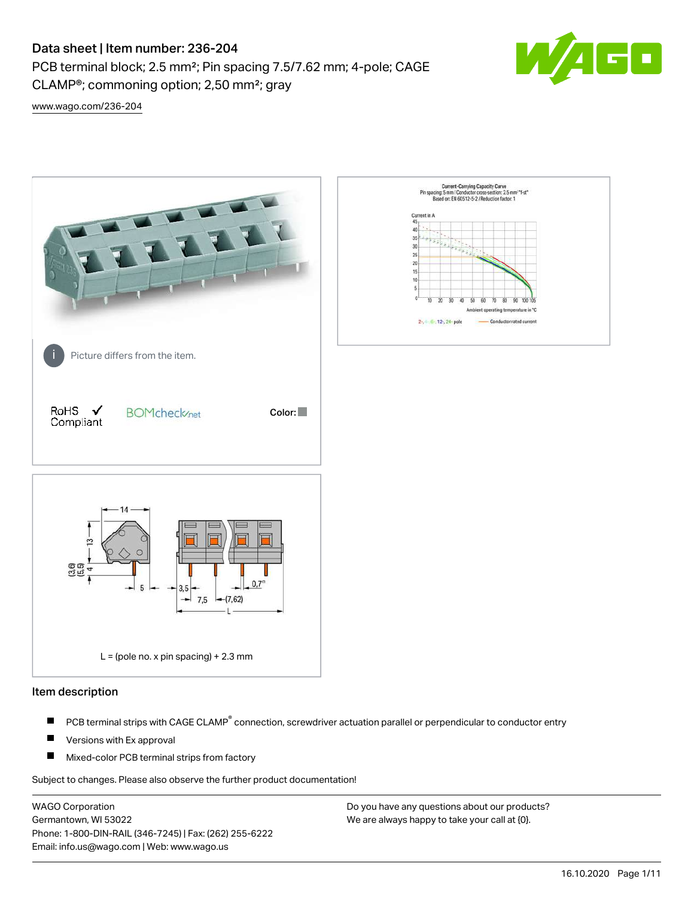# Data sheet | Item number: 236-204

PCB terminal block; 2.5 mm²; Pin spacing 7.5/7.62 mm; 4-pole; CAGE CLAMP®; commoning option; 2,50 mm²; gray

www.wago.com/236-204

Picture differs from the item.

RoHS ✓ Compliant

BOMcheck.net

Color:

L = (pole no. x pin spacing) + 2.3 mm

## Item description

- PCB terminal strips with CAGE CLAMP® connection, screwdriver actuation parallel or perpendicular to conductor entry
- Versions with Ex approval
- Mixed-color PCB terminal strips from factory

Subject to changes. Please also observe the further product documentation!

WAGO Corporation
Germantown, WI 53022
Phone: 1-800-DIN-RAIL (346-7245) | Fax: (262) 255-6222
Email: info.us@wago.com | Web: www.wago.us

Do you have any questions about our products?
We are always happy to take your call at {0}.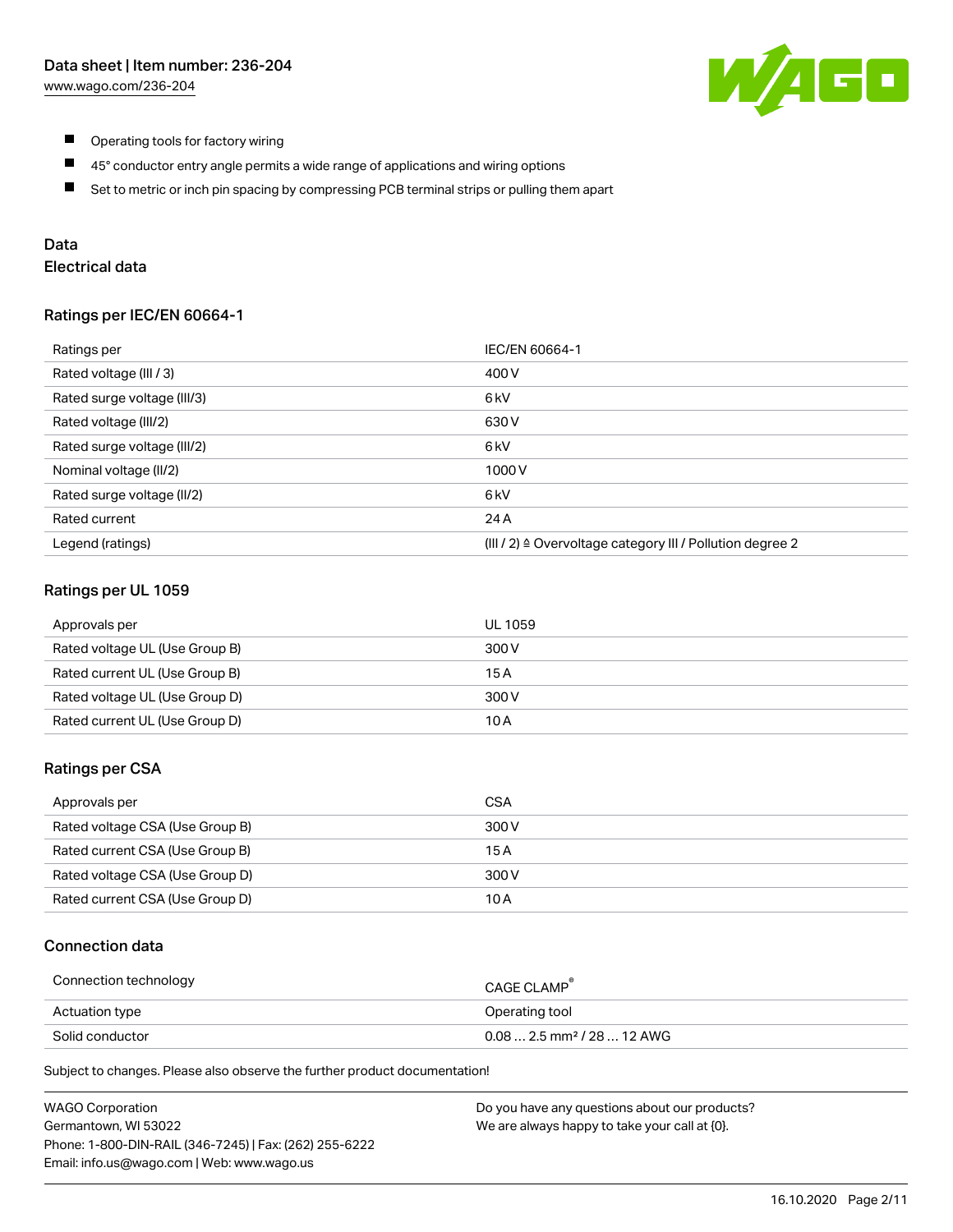- Operating tools for factory wiring
- 45° conductor entry angle permits a wide range of applications and wiring options
- Set to metric or inch pin spacing by compressing PCB terminal strips or pulling them apart

## Data

### Electrical data

#### Ratings per IEC/EN 60664-1

| Ratings per | IEC/EN 60664-1 |
|---|---|
| Rated voltage (III / 3) | 400 V |
| Rated surge voltage (III/3) | 6 kV |
| Rated voltage (III/2) | 630 V |
| Rated surge voltage (III/2) | 6 kV |
| Nominal voltage (II/2) | 1000 V |
| Rated surge voltage (II/2) | 6 kV |
| Rated current | 24 A |
| Legend (ratings) | (III / 2) ≙ Overvoltage category III / Pollution degree 2 |

#### Ratings per UL 1059

| Approvals per | UL 1059 |
|---|---|
| Rated voltage UL (Use Group B) | 300 V |
| Rated current UL (Use Group B) | 15 A |
| Rated voltage UL (Use Group D) | 300 V |
| Rated current UL (Use Group D) | 10 A |

#### Ratings per CSA

| Approvals per | CSA |
|---|---|
| Rated voltage CSA (Use Group B) | 300 V |
| Rated current CSA (Use Group B) | 15 A |
| Rated voltage CSA (Use Group D) | 300 V |
| Rated current CSA (Use Group D) | 10 A |

### Connection data

| Connection technology | CAGE CLAMP® |
|---|---|
| Actuation type | Operating tool |
| Solid conductor | 0.08 … 2.5 mm² / 28 … 12 AWG |

Subject to changes. Please also observe the further product documentation!

WAGO Corporation
Germantown, WI 53022
Phone: 1-800-DIN-RAIL (346-7245) | Fax: (262) 255-6222
Email: info.us@wago.com | Web: www.wago.us

Do you have any questions about our products?
We are always happy to take your call at {0}.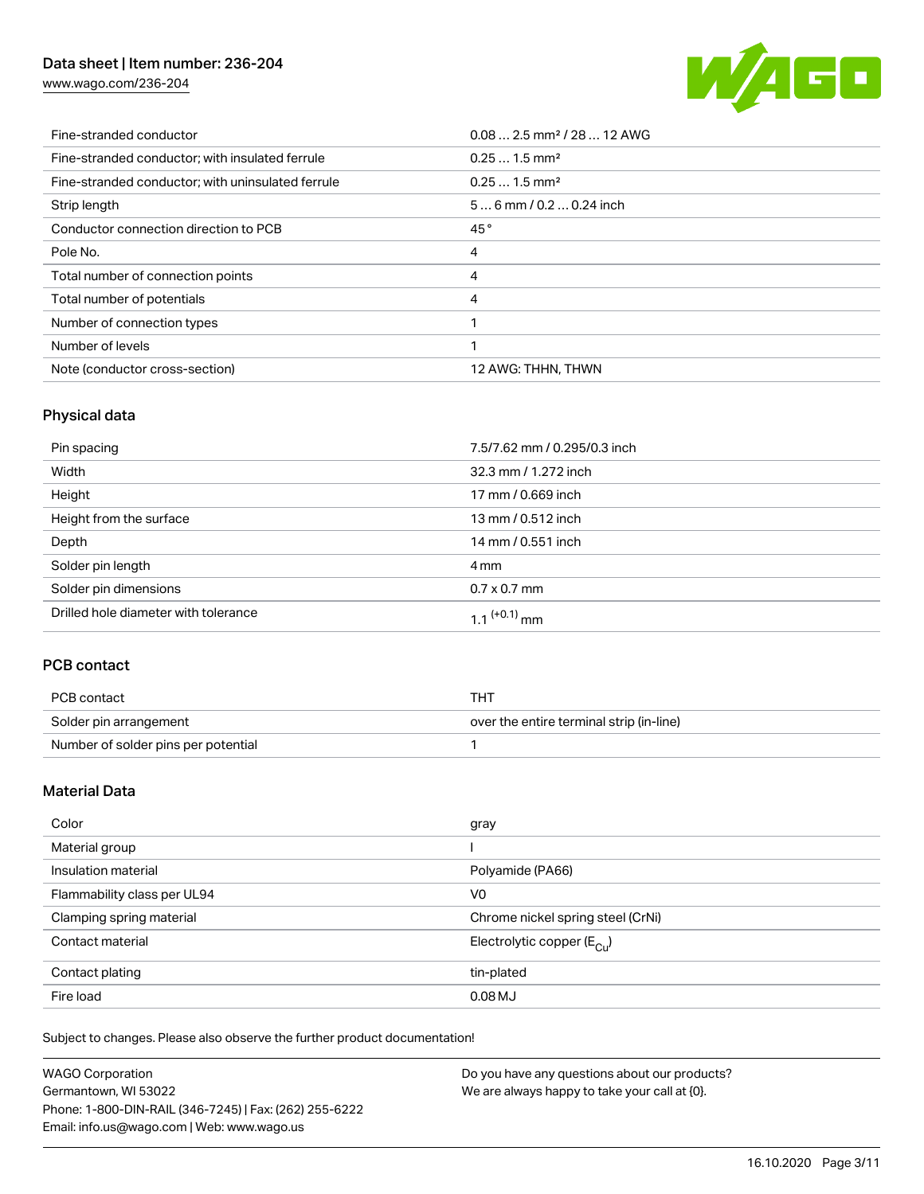| | |
|---|---|
| Fine-stranded conductor | 0.08 … 2.5 mm² / 28 … 12 AWG |
| Fine-stranded conductor; with insulated ferrule | 0.25 … 1.5 mm² |
| Fine-stranded conductor; with uninsulated ferrule | 0.25 … 1.5 mm² |
| Strip length | 5 … 6 mm / 0.2 … 0.24 inch |
| Conductor connection direction to PCB | 45 ° |
| Pole No. | 4 |
| Total number of connection points | 4 |
| Total number of potentials | 4 |
| Number of connection types | 1 |
| Number of levels | 1 |
| Note (conductor cross-section) | 12 AWG: THHN, THWN |

## Physical data

| | |
|---|---|
| Pin spacing | 7.5/7.62 mm / 0.295/0.3 inch |
| Width | 32.3 mm / 1.272 inch |
| Height | 17 mm / 0.669 inch |
| Height from the surface | 13 mm / 0.512 inch |
| Depth | 14 mm / 0.551 inch |
| Solder pin length | 4 mm |
| Solder pin dimensions | 0.7 x 0.7 mm |
| Drilled hole diameter with tolerance | $1.1^{(+0.1)}$ mm |

## PCB contact

| | |
|---|---|
| PCB contact | THT |
| Solder pin arrangement | over the entire terminal strip (in-line) |
| Number of solder pins per potential | 1 |

## Material Data

| | |
|---|---|
| Color | gray |
| Material group | I |
| Insulation material | Polyamide (PA66) |
| Flammability class per UL94 | V0 |
| Clamping spring material | Chrome nickel spring steel (CrNi) |
| Contact material | Electrolytic copper ($E_{Cu}$) |
| Contact plating | tin-plated |
| Fire load | 0.08 MJ |

Subject to changes. Please also observe the further product documentation!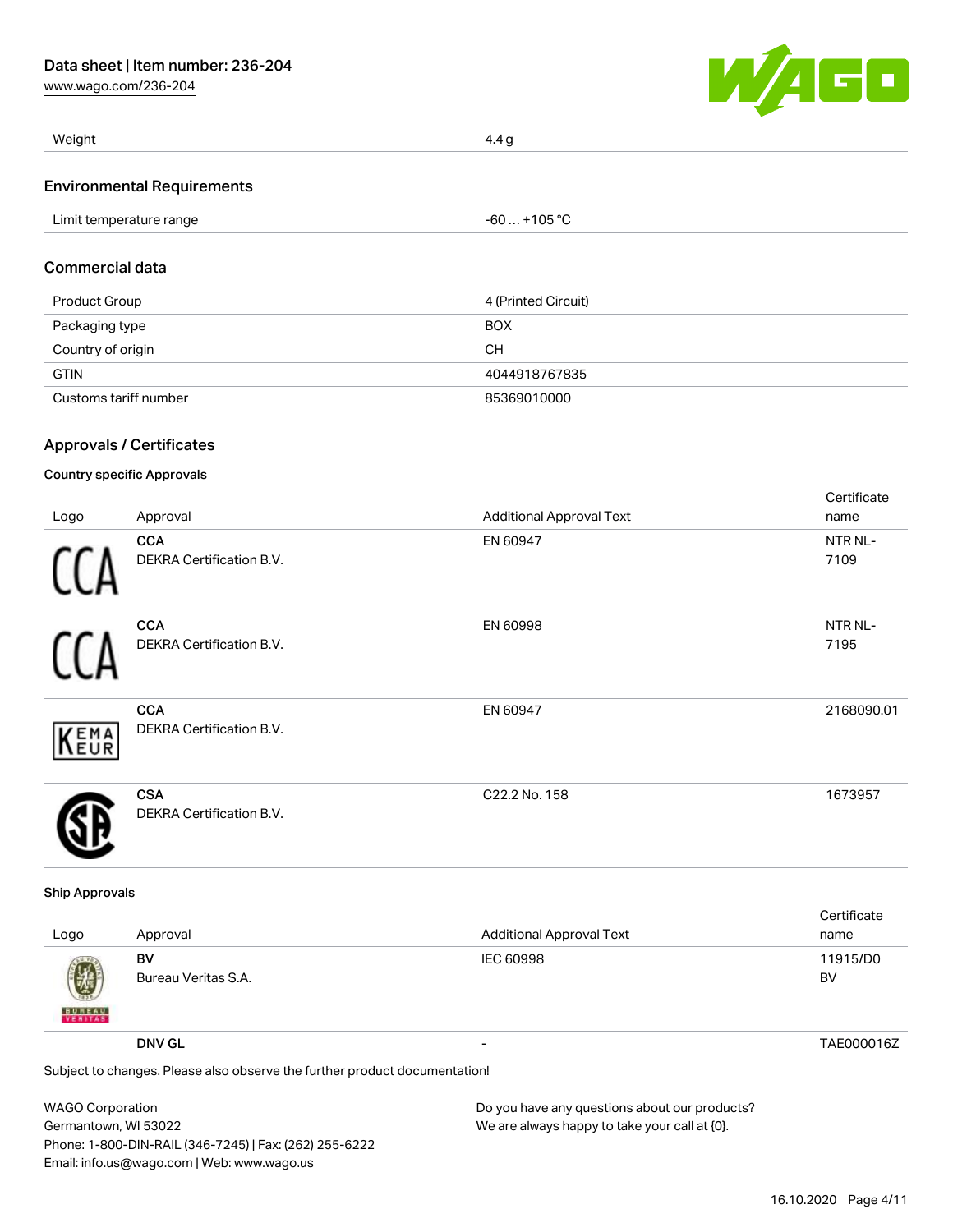| Weight | 4.4 g |
| --- | --- |

## Environmental Requirements

| Limit temperature range | -60 … +105 °C |
| --- | --- |

## Commercial data

| Product Group | 4 (Printed Circuit) |
| --- | --- |
| Packaging type | BOX |
| Country of origin | CH |
| GTIN | 4044918767835 |
| Customs tariff number | 85369010000 |

## Approvals / Certificates

### Country specific Approvals

| Logo | Approval | Additional Approval Text | Certificate name |
| --- | --- | --- | --- |
| | **CCA** DEKRA Certification B.V. | EN 60947 | NTR NL-7109 |
| | **CCA** DEKRA Certification B.V. | EN 60998 | NTR NL-7195 |
| | **CCA** DEKRA Certification B.V. | EN 60947 | 2168090.01 |
| | **CSA** DEKRA Certification B.V. | C22.2 No. 158 | 1673957 |

### Ship Approvals

| Logo | Approval | Additional Approval Text | Certificate name |
| --- | --- | --- | --- |
| | **BV** Bureau Veritas S.A. | IEC 60998 | 11915/D0 BV |
| | **DNV GL** | - | TAE000016Z |

Subject to changes. Please also observe the further product documentation!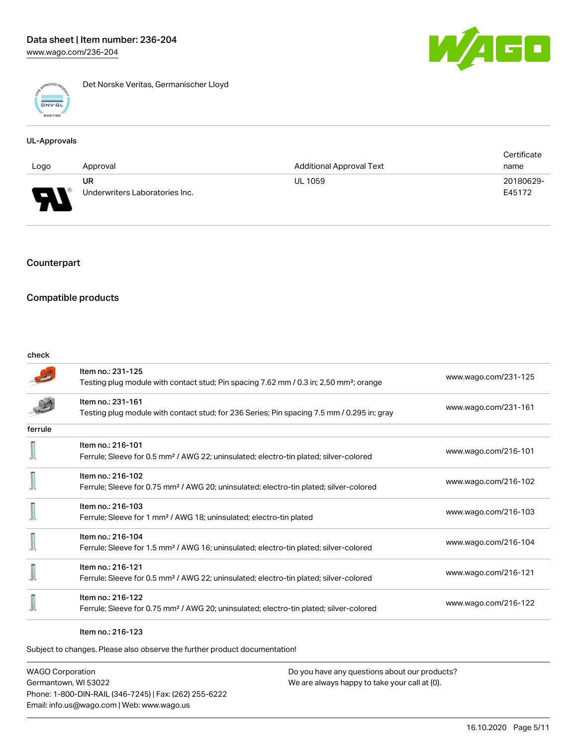Det Norske Veritas, Germanischer Lloyd

UL-Approvals

| Logo | Approval | Additional Approval Text | Certificate name |
| --- | --- | --- | --- |
| | UR<br>Underwriters Laboratories Inc. | UL 1059 | 20180629-E45172 |

## Counterpart

## Compatible products

check

| | | |
| --- | --- | --- |
| | Item no.: 231-125<br>Testing plug module with contact stud; Pin spacing 7.62 mm / 0.3 in; 2,50 mm²; orange | www.wago.com/231-125 |
| | Item no.: 231-161<br>Testing plug module with contact stud; for 236 Series; Pin spacing 7.5 mm / 0.295 in; gray | www.wago.com/231-161 |

ferrule

| | | |
| --- | --- | --- |
| | Item no.: 216-101<br>Ferrule; Sleeve for 0.5 mm² / AWG 22; uninsulated; electro-tin plated; silver-colored | www.wago.com/216-101 |
| | Item no.: 216-102<br>Ferrule; Sleeve for 0.75 mm² / AWG 20; uninsulated; electro-tin plated; silver-colored | www.wago.com/216-102 |
| | Item no.: 216-103<br>Ferrule; Sleeve for 1 mm² / AWG 18; uninsulated; electro-tin plated | www.wago.com/216-103 |
| | Item no.: 216-104<br>Ferrule; Sleeve for 1.5 mm² / AWG 16; uninsulated; electro-tin plated; silver-colored | www.wago.com/216-104 |
| | Item no.: 216-121<br>Ferrule; Sleeve for 0.5 mm² / AWG 22; uninsulated; electro-tin plated; silver-colored | www.wago.com/216-121 |
| | Item no.: 216-122<br>Ferrule; Sleeve for 0.75 mm² / AWG 20; uninsulated; electro-tin plated; silver-colored | www.wago.com/216-122 |
| | Item no.: 216-123 | |

Subject to changes. Please also observe the further product documentation!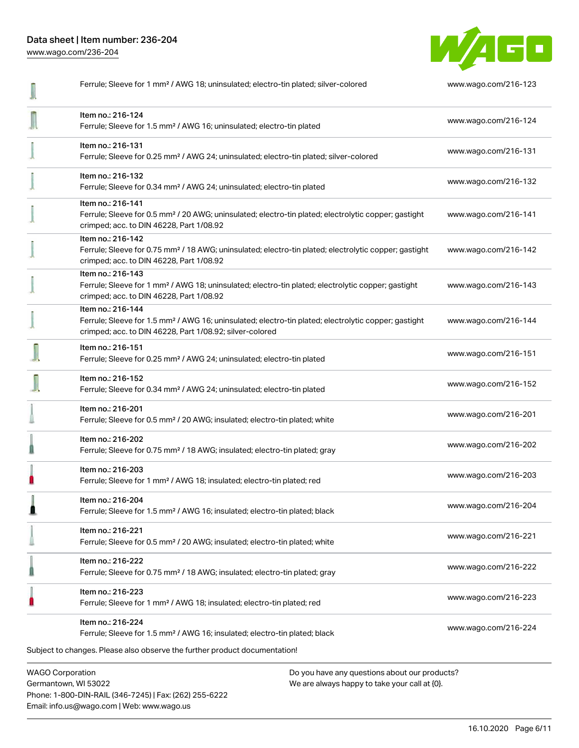| Description | Link |
|---|---|
| Ferrule; Sleeve for 1 mm² / AWG 18; uninsulated; electro-tin plated; silver-colored | www.wago.com/216-123 |
| Item no.: 216-124<br>Ferrule; Sleeve for 1.5 mm² / AWG 16; uninsulated; electro-tin plated | www.wago.com/216-124 |
| Item no.: 216-131<br>Ferrule; Sleeve for 0.25 mm² / AWG 24; uninsulated; electro-tin plated; silver-colored | www.wago.com/216-131 |
| Item no.: 216-132<br>Ferrule; Sleeve for 0.34 mm² / AWG 24; uninsulated; electro-tin plated | www.wago.com/216-132 |
| Item no.: 216-141<br>Ferrule; Sleeve for 0.5 mm² / 20 AWG; uninsulated; electro-tin plated; electrolytic copper; gastight crimped; acc. to DIN 46228, Part 1/08.92 | www.wago.com/216-141 |
| Item no.: 216-142<br>Ferrule; Sleeve for 0.75 mm² / 18 AWG; uninsulated; electro-tin plated; electrolytic copper; gastight crimped; acc. to DIN 46228, Part 1/08.92 | www.wago.com/216-142 |
| Item no.: 216-143<br>Ferrule; Sleeve for 1 mm² / AWG 18; uninsulated; electro-tin plated; electrolytic copper; gastight crimped; acc. to DIN 46228, Part 1/08.92 | www.wago.com/216-143 |
| Item no.: 216-144<br>Ferrule; Sleeve for 1.5 mm² / AWG 16; uninsulated; electro-tin plated; electrolytic copper; gastight crimped; acc. to DIN 46228, Part 1/08.92; silver-colored | www.wago.com/216-144 |
| Item no.: 216-151<br>Ferrule; Sleeve for 0.25 mm² / AWG 24; uninsulated; electro-tin plated | www.wago.com/216-151 |
| Item no.: 216-152<br>Ferrule; Sleeve for 0.34 mm² / AWG 24; uninsulated; electro-tin plated | www.wago.com/216-152 |
| Item no.: 216-201<br>Ferrule; Sleeve for 0.5 mm² / 20 AWG; insulated; electro-tin plated; white | www.wago.com/216-201 |
| Item no.: 216-202<br>Ferrule; Sleeve for 0.75 mm² / 18 AWG; insulated; electro-tin plated; gray | www.wago.com/216-202 |
| Item no.: 216-203<br>Ferrule; Sleeve for 1 mm² / AWG 18; insulated; electro-tin plated; red | www.wago.com/216-203 |
| Item no.: 216-204<br>Ferrule; Sleeve for 1.5 mm² / AWG 16; insulated; electro-tin plated; black | www.wago.com/216-204 |
| Item no.: 216-221<br>Ferrule; Sleeve for 0.5 mm² / 20 AWG; insulated; electro-tin plated; white | www.wago.com/216-221 |
| Item no.: 216-222<br>Ferrule; Sleeve for 0.75 mm² / 18 AWG; insulated; electro-tin plated; gray | www.wago.com/216-222 |
| Item no.: 216-223<br>Ferrule; Sleeve for 1 mm² / AWG 18; insulated; electro-tin plated; red | www.wago.com/216-223 |
| Item no.: 216-224<br>Ferrule; Sleeve for 1.5 mm² / AWG 16; insulated; electro-tin plated; black | www.wago.com/216-224 |

Subject to changes. Please also observe the further product documentation!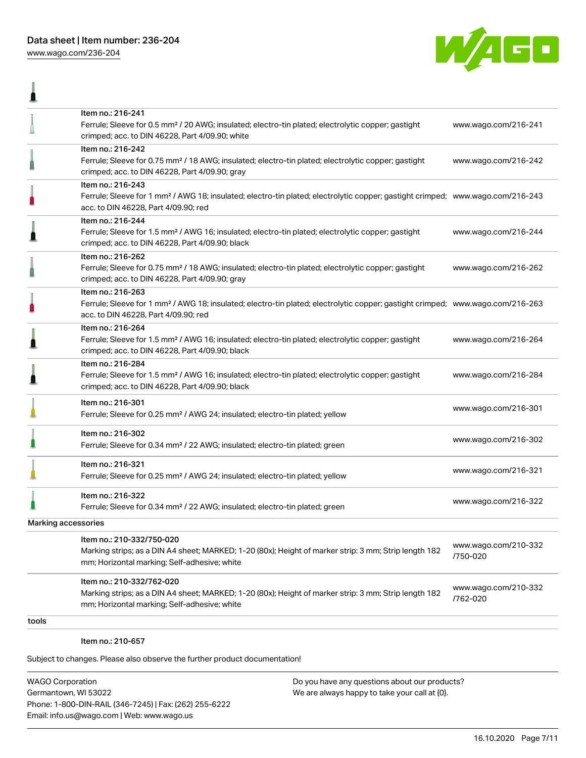| | |
|---|---|
| Item no.: 216-241<br>Ferrule; Sleeve for 0.5 mm² / 20 AWG; insulated; electro-tin plated; electrolytic copper; gastight crimped; acc. to DIN 46228, Part 4/09.90; white | www.wago.com/216-241 |
| Item no.: 216-242<br>Ferrule; Sleeve for 0.75 mm² / 18 AWG; insulated; electro-tin plated; electrolytic copper; gastight crimped; acc. to DIN 46228, Part 4/09.90; gray | www.wago.com/216-242 |
| Item no.: 216-243<br>Ferrule; Sleeve for 1 mm² / AWG 18; insulated; electro-tin plated; electrolytic copper; gastight crimped; acc. to DIN 46228, Part 4/09.90; red | www.wago.com/216-243 |
| Item no.: 216-244<br>Ferrule; Sleeve for 1.5 mm² / AWG 16; insulated; electro-tin plated; electrolytic copper; gastight crimped; acc. to DIN 46228, Part 4/09.90; black | www.wago.com/216-244 |
| Item no.: 216-262<br>Ferrule; Sleeve for 0.75 mm² / 18 AWG; insulated; electro-tin plated; electrolytic copper; gastight crimped; acc. to DIN 46228, Part 4/09.90; gray | www.wago.com/216-262 |
| Item no.: 216-263<br>Ferrule; Sleeve for 1 mm² / AWG 18; insulated; electro-tin plated; electrolytic copper; gastight crimped; acc. to DIN 46228, Part 4/09.90; red | www.wago.com/216-263 |
| Item no.: 216-264<br>Ferrule; Sleeve for 1.5 mm² / AWG 16; insulated; electro-tin plated; electrolytic copper; gastight crimped; acc. to DIN 46228, Part 4/09.90; black | www.wago.com/216-264 |
| Item no.: 216-284<br>Ferrule; Sleeve for 1.5 mm² / AWG 16; insulated; electro-tin plated; electrolytic copper; gastight crimped; acc. to DIN 46228, Part 4/09.90; black | www.wago.com/216-284 |
| Item no.: 216-301<br>Ferrule; Sleeve for 0.25 mm² / AWG 24; insulated; electro-tin plated; yellow | www.wago.com/216-301 |
| Item no.: 216-302<br>Ferrule; Sleeve for 0.34 mm² / 22 AWG; insulated; electro-tin plated; green | www.wago.com/216-302 |
| Item no.: 216-321<br>Ferrule; Sleeve for 0.25 mm² / AWG 24; insulated; electro-tin plated; yellow | www.wago.com/216-321 |
| Item no.: 216-322<br>Ferrule; Sleeve for 0.34 mm² / 22 AWG; insulated; electro-tin plated; green | www.wago.com/216-322 |

Marking accessories

| | |
|---|---|
| Item no.: 210-332/750-020<br>Marking strips; as a DIN A4 sheet; MARKED; 1-20 (80x); Height of marker strip: 3 mm; Strip length 182 mm; Horizontal marking; Self-adhesive; white | www.wago.com/210-332/750-020 |
| Item no.: 210-332/762-020<br>Marking strips; as a DIN A4 sheet; MARKED; 1-20 (80x); Height of marker strip: 3 mm; Strip length 182 mm; Horizontal marking; Self-adhesive; white | www.wago.com/210-332/762-020 |

tools

Item no.: 210-657

Subject to changes. Please also observe the further product documentation!

WAGO Corporation
Germantown, WI 53022
Phone: 1-800-DIN-RAIL (346-7245) | Fax: (262) 255-6222
Email: info.us@wago.com | Web: www.wago.us

Do you have any questions about our products?
We are always happy to take your call at {0}.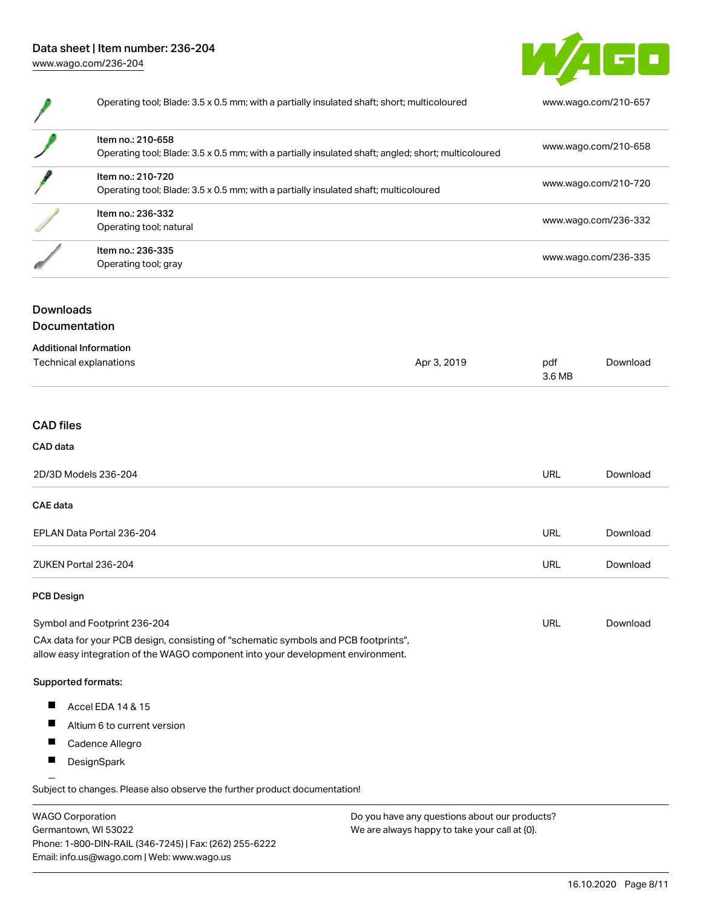| | | |
|---|---|---|
| | Operating tool; Blade: 3.5 x 0.5 mm; with a partially insulated shaft; short; multicoloured | www.wago.com/210-657 |
| | Item no.: 210-658<br>Operating tool; Blade: 3.5 x 0.5 mm; with a partially insulated shaft; angled; short; multicoloured | www.wago.com/210-658 |
| | Item no.: 210-720<br>Operating tool; Blade: 3.5 x 0.5 mm; with a partially insulated shaft; multicoloured | www.wago.com/210-720 |
| | Item no.: 236-332<br>Operating tool; natural | www.wago.com/236-332 |
| | Item no.: 236-335<br>Operating tool; gray | www.wago.com/236-335 |

## Downloads

### Documentation

#### Additional Information

| | | | |
|---|---|---|---|
| Technical explanations | Apr 3, 2019 | pdf<br>3.6 MB | Download |

### CAD files

#### CAD data

| | | |
|---|---|---|
| 2D/3D Models 236-204 | URL | Download |

#### CAE data

| | | |
|---|---|---|
| EPLAN Data Portal 236-204 | URL | Download |
| ZUKEN Portal 236-204 | URL | Download |

#### PCB Design

| | | |
|---|---|---|
| Symbol and Footprint 236-204 | URL | Download |

CAx data for your PCB design, consisting of "schematic symbols and PCB footprints", allow easy integration of the WAGO component into your development environment.

Supported formats:

- Accel EDA 14 & 15
- Altium 6 to current version
- Cadence Allegro
- DesignSpark

Subject to changes. Please also observe the further product documentation!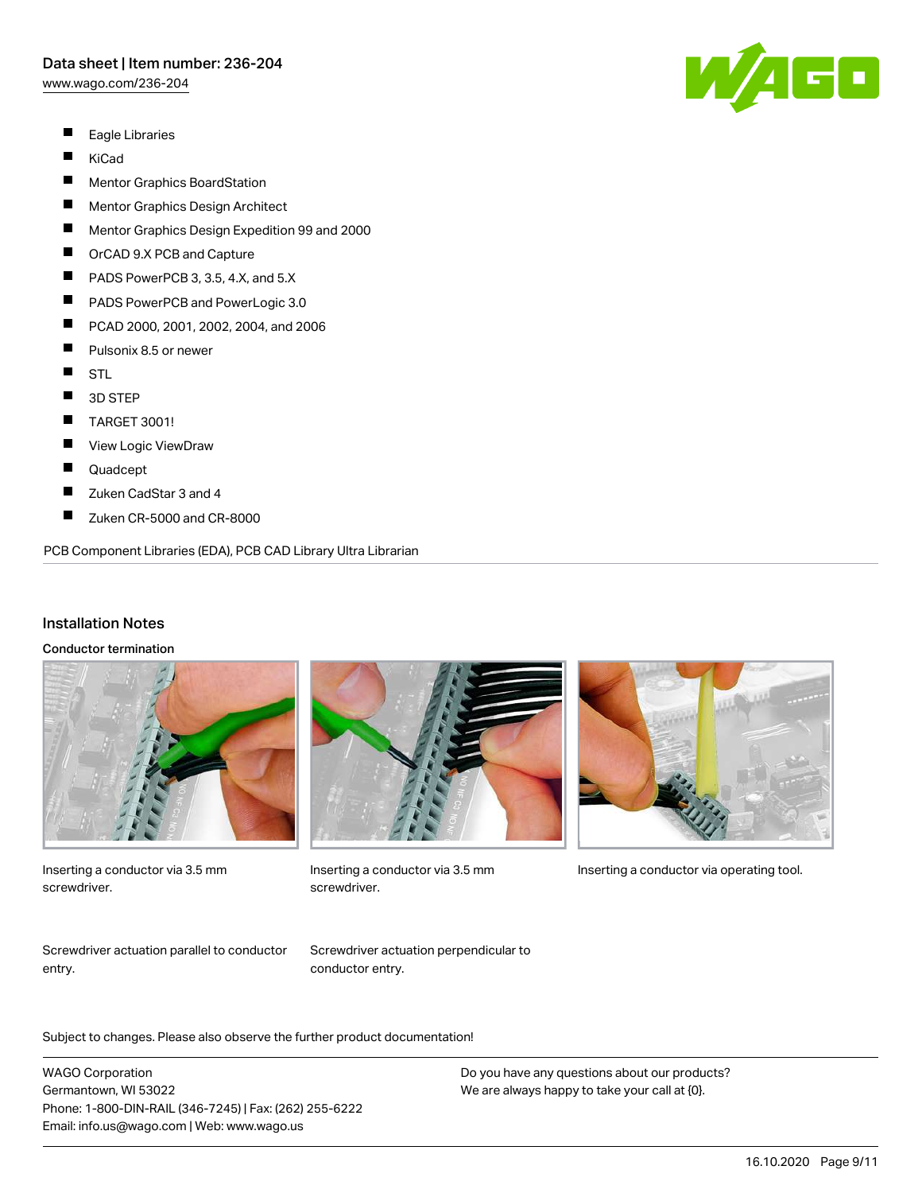- Eagle Libraries
- KiCad
- Mentor Graphics BoardStation
- Mentor Graphics Design Architect
- Mentor Graphics Design Expedition 99 and 2000
- OrCAD 9.X PCB and Capture
- PADS PowerPCB 3, 3.5, 4.X, and 5.X
- PADS PowerPCB and PowerLogic 3.0
- PCAD 2000, 2001, 2002, 2004, and 2006
- Pulsonix 8.5 or newer
- STL
- 3D STEP
- TARGET 3001!
- View Logic ViewDraw
- Quadcept
- Zuken CadStar 3 and 4
- Zuken CR-5000 and CR-8000

PCB Component Libraries (EDA), PCB CAD Library Ultra Librarian

## Installation Notes

### Conductor termination

Inserting a conductor via 3.5 mm screwdriver.

Inserting a conductor via 3.5 mm screwdriver.

Inserting a conductor via operating tool.

Screwdriver actuation parallel to conductor entry.

Screwdriver actuation perpendicular to conductor entry.

Subject to changes. Please also observe the further product documentation!

WAGO Corporation
Germantown, WI 53022
Phone: 1-800-DIN-RAIL (346-7245) | Fax: (262) 255-6222
Email: info.us@wago.com | Web: www.wago.us

Do you have any questions about our products?
We are always happy to take your call at {0}.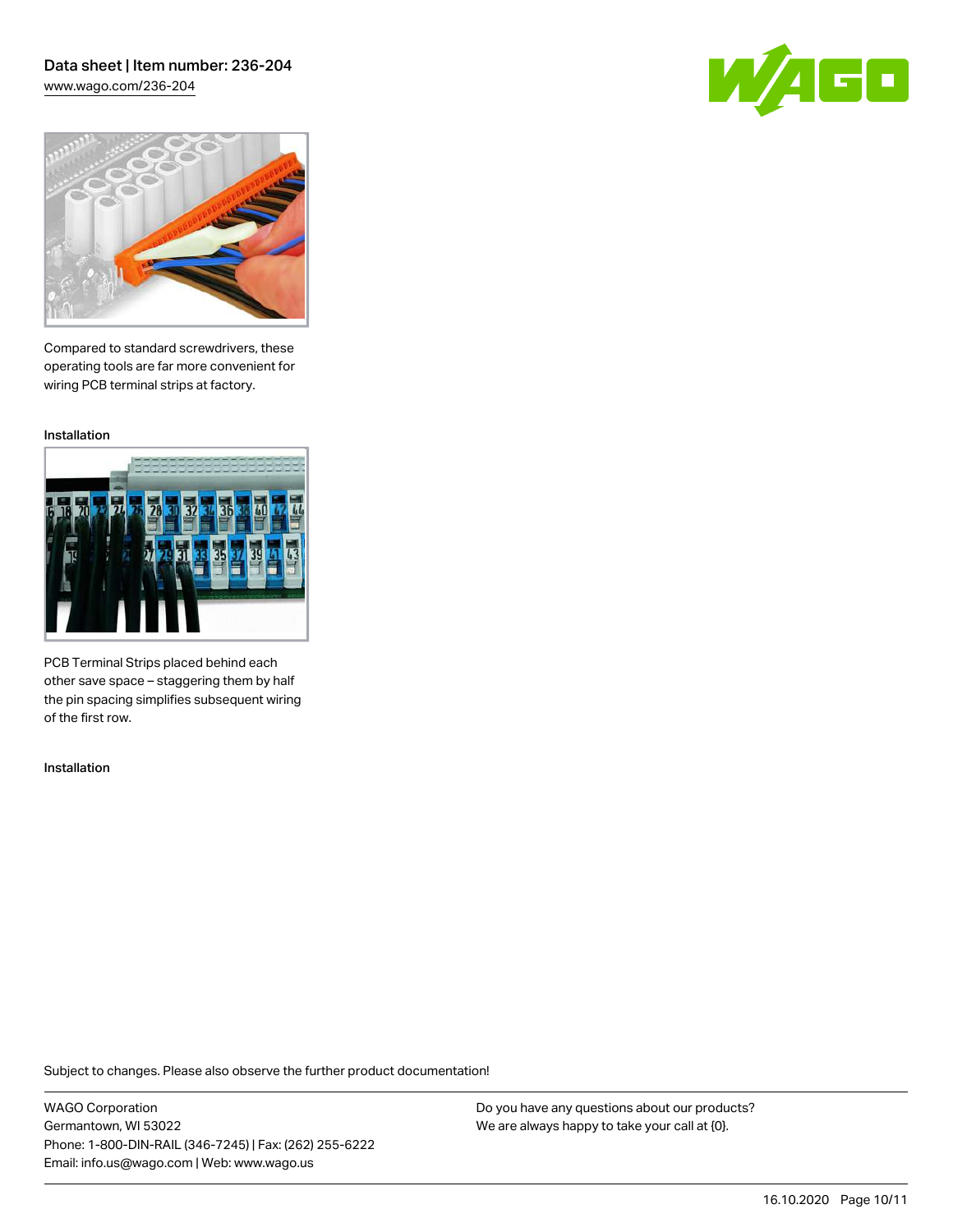Compared to standard screwdrivers, these operating tools are far more convenient for wiring PCB terminal strips at factory.

Installation

PCB Terminal Strips placed behind each other save space – staggering them by half the pin spacing simplifies subsequent wiring of the first row.

Installation

Subject to changes. Please also observe the further product documentation!

WAGO Corporation
Germantown, WI 53022
Phone: 1-800-DIN-RAIL (346-7245) | Fax: (262) 255-6222
Email: info.us@wago.com | Web: www.wago.us

Do you have any questions about our products?
We are always happy to take your call at {0}.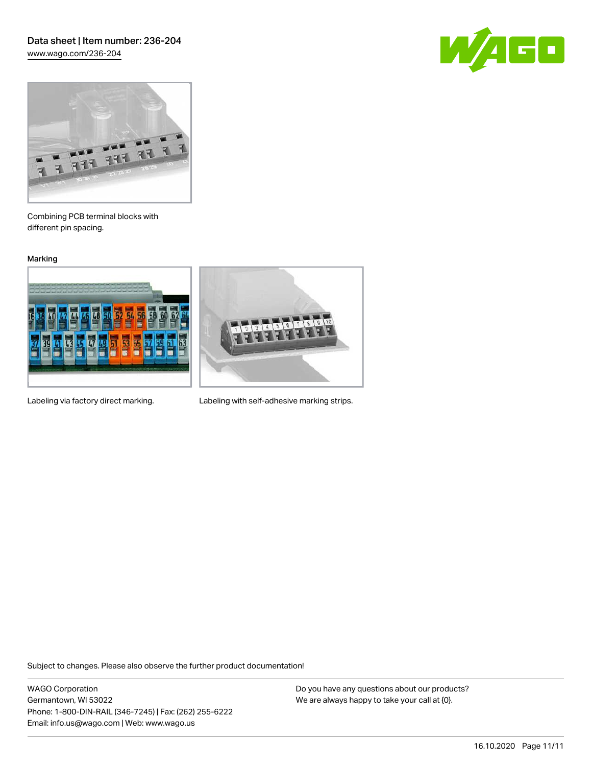Combining PCB terminal blocks with different pin spacing.

Marking

Labeling via factory direct marking.

Labeling with self-adhesive marking strips.

Subject to changes. Please also observe the further product documentation!

WAGO Corporation
Germantown, WI 53022
Phone: 1-800-DIN-RAIL (346-7245) | Fax: (262) 255-6222
Email: info.us@wago.com | Web: www.wago.us

Do you have any questions about our products?
We are always happy to take your call at {0}.